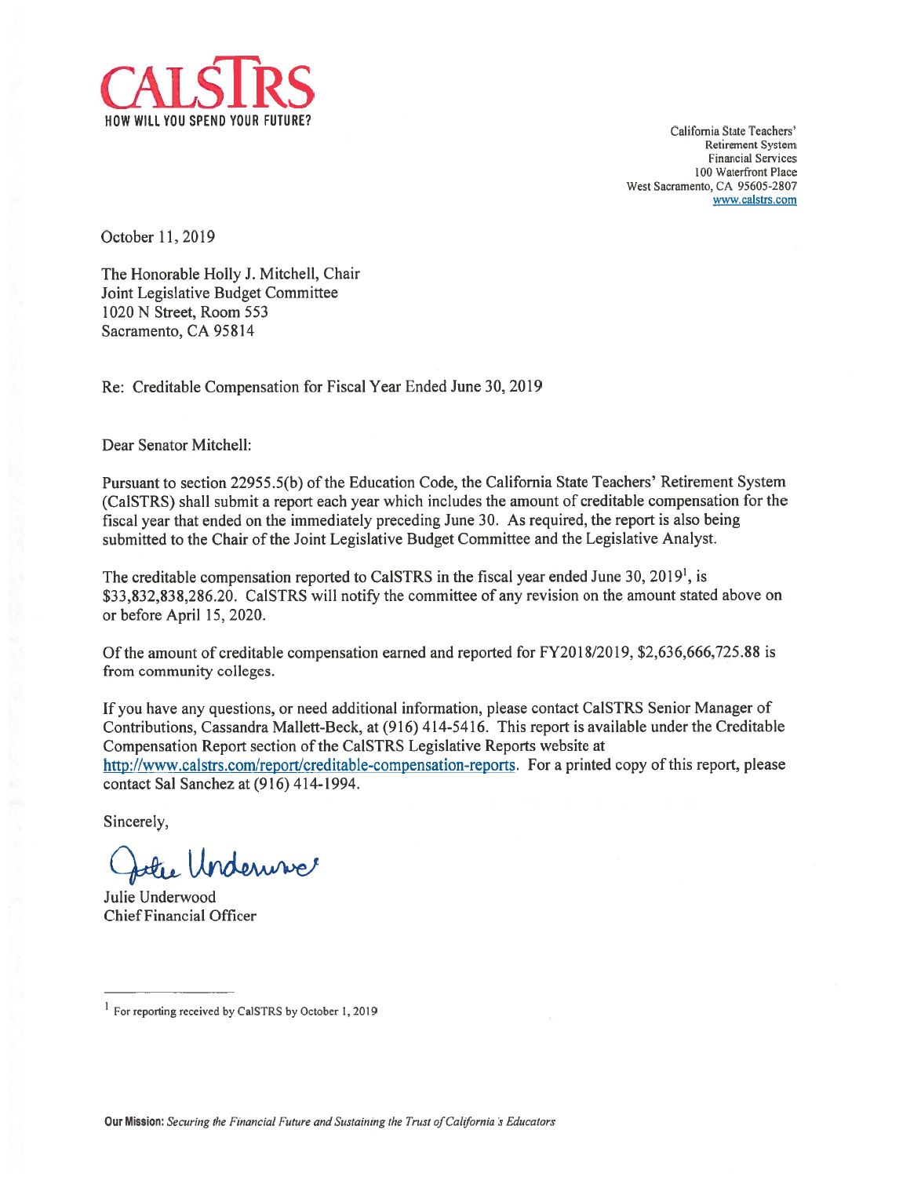# CALSTRS

**HOW WILL YOU SPEND YOUR FUTURE?**

California State Teachers'
Retirement System
Financial Services
100 Waterfront Place
West Sacramento, CA 95605-2807
www.calstrs.com

October 11, 2019

The Honorable Holly J. Mitchell, Chair
Joint Legislative Budget Committee
1020 N Street, Room 553
Sacramento, CA 95814

Re: Creditable Compensation for Fiscal Year Ended June 30, 2019

Dear Senator Mitchell:

Pursuant to section 22955.5(b) of the Education Code, the California State Teachers' Retirement System (CalSTRS) shall submit a report each year which includes the amount of creditable compensation for the fiscal year that ended on the immediately preceding June 30. As required, the report is also being submitted to the Chair of the Joint Legislative Budget Committee and the Legislative Analyst.

The creditable compensation reported to CalSTRS in the fiscal year ended June 30, 2019[1], is $33,832,838,286.20. CalSTRS will notify the committee of any revision on the amount stated above on or before April 15, 2020.

Of the amount of creditable compensation earned and reported for FY2018/2019, $2,636,666,725.88 is from community colleges.

If you have any questions, or need additional information, please contact CalSTRS Senior Manager of Contributions, Cassandra Mallett-Beck, at (916) 414-5416. This report is available under the Creditable Compensation Report section of the CalSTRS Legislative Reports website at http://www.calstrs.com/report/creditable-compensation-reports. For a printed copy of this report, please contact Sal Sanchez at (916) 414-1994.

Sincerely,

Julie Underwood
Chief Financial Officer

[1] For reporting received by CalSTRS by October 1, 2019

**Our Mission:** *Securing the Financial Future and Sustaining the Trust of California's Educators*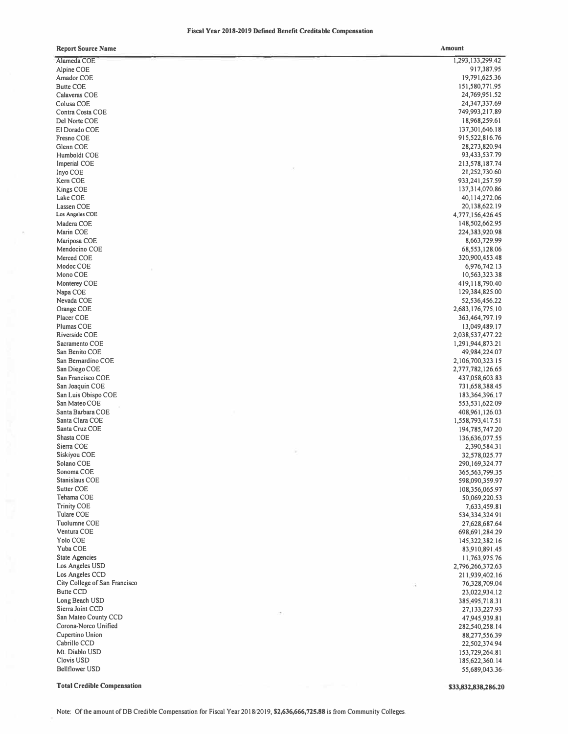**Fiscal Year 2018-2019 Defined Benefit Creditable Compensation**

| Report Source Name | Amount |
|---|---|
| Alameda COE | 1,293,133,299.42 |
| Alpine COE | 917,387.95 |
| Amador COE | 19,791,625.36 |
| Butte COE | 151,580,771.95 |
| Calaveras COE | 24,769,951.52 |
| Colusa COE | 24,347,337.69 |
| Contra Costa COE | 749,993,217.89 |
| Del Norte COE | 18,968,259.61 |
| El Dorado COE | 137,301,646.18 |
| Fresno COE | 915,522,816.76 |
| Glenn COE | 28,273,820.94 |
| Humboldt COE | 93,433,537.79 |
| Imperial COE | 213,578,187.74 |
| Inyo COE | 21,252,730.60 |
| Kern COE | 933,241,257.59 |
| Kings COE | 137,314,070.86 |
| Lake COE | 40,114,272.06 |
| Lassen COE | 20,138,622.19 |
| Los Angeles COE | 4,777,156,426.45 |
| Madera COE | 148,502,662.95 |
| Marin COE | 224,383,920.98 |
| Mariposa COE | 8,663,729.99 |
| Mendocino COE | 68,553,128.06 |
| Merced COE | 320,900,453.48 |
| Modoc COE | 6,976,742.13 |
| Mono COE | 10,563,323.38 |
| Monterey COE | 419,118,790.40 |
| Napa COE | 129,384,825.00 |
| Nevada COE | 52,536,456.22 |
| Orange COE | 2,683,176,775.10 |
| Placer COE | 363,464,797.19 |
| Plumas COE | 13,049,489.17 |
| Riverside COE | 2,038,537,477.22 |
| Sacramento COE | 1,291,944,873.21 |
| San Benito COE | 49,984,224.07 |
| San Bernardino COE | 2,106,700,323.15 |
| San Diego COE | 2,777,782,126.65 |
| San Francisco COE | 437,058,603.83 |
| San Joaquin COE | 731,658,388.45 |
| San Luis Obispo COE | 183,364,396.17 |
| San Mateo COE | 553,531,622.09 |
| Santa Barbara COE | 408,961,126.03 |
| Santa Clara COE | 1,558,793,417.51 |
| Santa Cruz COE | 194,785,747.20 |
| Shasta COE | 136,636,077.55 |
| Sierra COE | 2,390,584.31 |
| Siskiyou COE | 32,578,025.77 |
| Solano COE | 290,169,324.77 |
| Sonoma COE | 365,563,799.35 |
| Stanislaus COE | 598,090,359.97 |
| Sutter COE | 108,356,065.97 |
| Tehama COE | 50,069,220.53 |
| Trinity COE | 7,633,459.81 |
| Tulare COE | 534,334,324.91 |
| Tuolumne COE | 27,628,687.64 |
| Ventura COE | 698,691,284.29 |
| Yolo COE | 145,322,382.16 |
| Yuba COE | 83,910,891.45 |
| State Agencies | 11,763,975.76 |
| Los Angeles USD | 2,796,266,372.63 |
| Los Angeles CCD | 211,939,402.16 |
| City College of San Francisco | 76,328,709.04 |
| Butte CCD | 23,022,934.12 |
| Long Beach USD | 385,495,718.31 |
| Sierra Joint CCD | 27,133,227.93 |
| San Mateo County CCD | 47,945,939.81 |
| Corona-Norco Unified | 282,540,258.14 |
| Cupertino Union | 88,277,556.39 |
| Cabrillo CCD | 22,502,374.94 |
| Mt. Diablo USD | 153,729,264.81 |
| Clovis USD | 185,622,360.14 |
| Bellflower USD | 55,689,043.36 |
| **Total Credible Compensation** | **$33,832,838,286.20** |

Note: Of the amount of DB Credible Compensation for Fiscal Year 2018/2019, **$2,636,666,725.88** is from Community Colleges.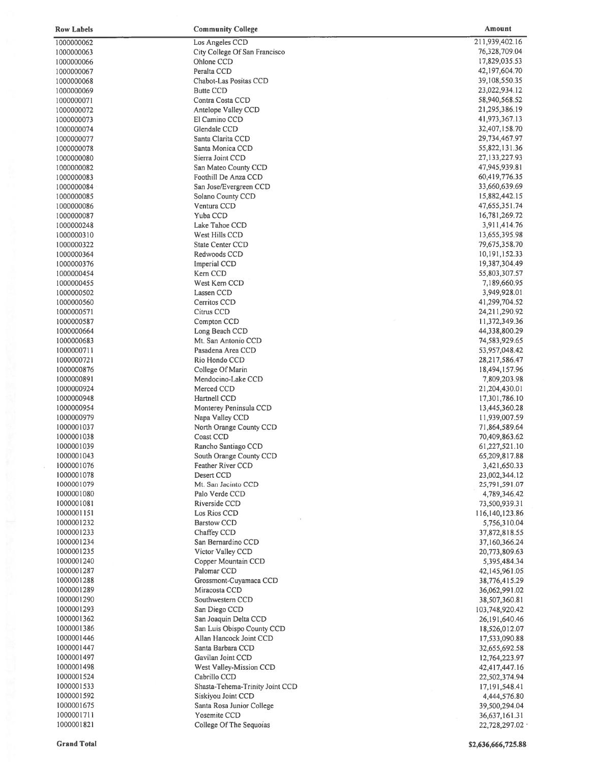| Row Labels | Community College | Amount |
| --- | --- | --- |
| 1000000062 | Los Angeles CCD | 211,939,402.16 |
| 1000000063 | City College Of San Francisco | 76,328,709.04 |
| 1000000066 | Ohlone CCD | 17,829,035.53 |
| 1000000067 | Peralta CCD | 42,197,604.70 |
| 1000000068 | Chabot-Las Positas CCD | 39,108,550.35 |
| 1000000069 | Butte CCD | 23,022,934.12 |
| 1000000071 | Contra Costa CCD | 58,940,568.52 |
| 1000000072 | Antelope Valley CCD | 21,295,386.19 |
| 1000000073 | El Camino CCD | 41,973,367.13 |
| 1000000074 | Glendale CCD | 32,407,158.70 |
| 1000000077 | Santa Clarita CCD | 29,734,467.97 |
| 1000000078 | Santa Monica CCD | 55,822,131.36 |
| 1000000080 | Sierra Joint CCD | 27,133,227.93 |
| 1000000082 | San Mateo County CCD | 47,945,939.81 |
| 1000000083 | Foothill De Anza CCD | 60,419,776.35 |
| 1000000084 | San Jose/Evergreen CCD | 33,660,639.69 |
| 1000000085 | Solano County CCD | 15,882,442.15 |
| 1000000086 | Ventura CCD | 47,655,351.74 |
| 1000000087 | Yuba CCD | 16,781,269.72 |
| 1000000248 | Lake Tahoe CCD | 3,911,414.76 |
| 1000000310 | West Hills CCD | 13,655,395.98 |
| 1000000322 | State Center CCD | 79,675,358.70 |
| 1000000364 | Redwoods CCD | 10,191,152.33 |
| 1000000376 | Imperial CCD | 19,387,304.49 |
| 1000000454 | Kern CCD | 55,803,307.57 |
| 1000000455 | West Kern CCD | 7,189,660.95 |
| 1000000502 | Lassen CCD | 3,949,928.01 |
| 1000000560 | Cerritos CCD | 41,299,704.52 |
| 1000000571 | Citrus CCD | 24,211,290.92 |
| 1000000587 | Compton CCD | 11,372,349.36 |
| 1000000664 | Long Beach CCD | 44,338,800.29 |
| 1000000683 | Mt. San Antonio CCD | 74,583,929.65 |
| 1000000711 | Pasadena Area CCD | 53,957,048.42 |
| 1000000721 | Rio Hondo CCD | 28,217,586.47 |
| 1000000876 | College Of Marin | 18,494,157.96 |
| 1000000891 | Mendocino-Lake CCD | 7,809,203.98 |
| 1000000924 | Merced CCD | 21,204,430.01 |
| 1000000948 | Hartnell CCD | 17,301,786.10 |
| 1000000954 | Monterey Peninsula CCD | 13,445,360.28 |
| 1000000979 | Napa Valley CCD | 11,939,007.59 |
| 1000001037 | North Orange County CCD | 71,864,589.64 |
| 1000001038 | Coast CCD | 70,409,863.62 |
| 1000001039 | Rancho Santiago CCD | 61,227,521.10 |
| 1000001043 | South Orange County CCD | 65,209,817.88 |
| 1000001076 | Feather River CCD | 3,421,650.33 |
| 1000001078 | Desert CCD | 23,002,344.12 |
| 1000001079 | Mt. San Jacinto CCD | 25,791,591.07 |
| 1000001080 | Palo Verde CCD | 4,789,346.42 |
| 1000001081 | Riverside CCD | 73,500,939.31 |
| 1000001151 | Los Rios CCD | 116,140,123.86 |
| 1000001232 | Barstow CCD | 5,756,310.04 |
| 1000001233 | Chaffey CCD | 37,872,818.55 |
| 1000001234 | San Bernardino CCD | 37,160,366.24 |
| 1000001235 | Victor Valley CCD | 20,773,809.63 |
| 1000001240 | Copper Mountain CCD | 5,395,484.34 |
| 1000001287 | Palomar CCD | 42,145,961.05 |
| 1000001288 | Grossmont-Cuyamaca CCD | 38,776,415.29 |
| 1000001289 | Miracosta CCD | 36,062,991.02 |
| 1000001290 | Southwestern CCD | 38,507,360.81 |
| 1000001293 | San Diego CCD | 103,748,920.42 |
| 1000001362 | San Joaquin Delta CCD | 26,191,640.46 |
| 1000001386 | San Luis Obispo County CCD | 18,526,012.07 |
| 1000001446 | Allan Hancock Joint CCD | 17,533,090.88 |
| 1000001447 | Santa Barbara CCD | 32,655,692.58 |
| 1000001497 | Gavilan Joint CCD | 12,764,223.97 |
| 1000001498 | West Valley-Mission CCD | 42,417,447.16 |
| 1000001524 | Cabrillo CCD | 22,502,374.94 |
| 1000001533 | Shasta-Tehema-Trinity Joint CCD | 17,191,548.41 |
| 1000001592 | Siskiyou Joint CCD | 4,444,576.80 |
| 1000001675 | Santa Rosa Junior College | 39,500,294.04 |
| 1000001711 | Yosemite CCD | 36,637,161.31 |
| 1000001821 | College Of The Sequoias | 22,728,297.02 |
| **Grand Total** | | **$2,636,666,725.88** |